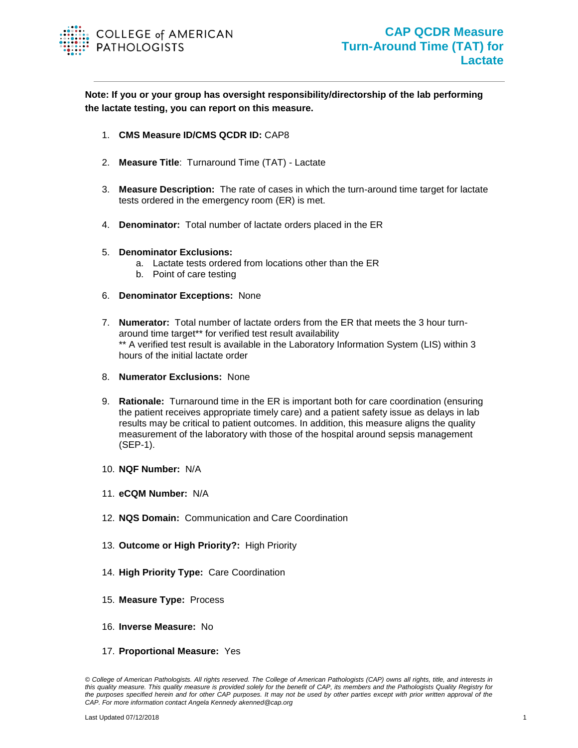COLLEGE of AMERICAN PATHOLOGISTS

# CAP QCDR Measure Turn-Around Time (TAT) for Lactate

**Note: If you or your group has oversight responsibility/directorship of the lab performing the lactate testing, you can report on this measure.**

1. **CMS Measure ID/CMS QCDR ID:** CAP8

2. **Measure Title**: Turnaround Time (TAT) - Lactate

3. **Measure Description:** The rate of cases in which the turn-around time target for lactate tests ordered in the emergency room (ER) is met.

4. **Denominator:** Total number of lactate orders placed in the ER

5. **Denominator Exclusions:**
   a. Lactate tests ordered from locations other than the ER
   b. Point of care testing

6. **Denominator Exceptions:** None

7. **Numerator:** Total number of lactate orders from the ER that meets the 3 hour turn-around time target** for verified test result availability
   ** A verified test result is available in the Laboratory Information System (LIS) within 3 hours of the initial lactate order

8. **Numerator Exclusions:** None

9. **Rationale:** Turnaround time in the ER is important both for care coordination (ensuring the patient receives appropriate timely care) and a patient safety issue as delays in lab results may be critical to patient outcomes. In addition, this measure aligns the quality measurement of the laboratory with those of the hospital around sepsis management (SEP-1).

10. **NQF Number:** N/A

11. **eCQM Number:** N/A

12. **NQS Domain:** Communication and Care Coordination

13. **Outcome or High Priority?:** High Priority

14. **High Priority Type:** Care Coordination

15. **Measure Type:** Process

16. **Inverse Measure:** No

17. **Proportional Measure:** Yes

*© College of American Pathologists. All rights reserved. The College of American Pathologists (CAP) owns all rights, title, and interests in this quality measure. This quality measure is provided solely for the benefit of CAP, its members and the Pathologists Quality Registry for the purposes specified herein and for other CAP purposes. It may not be used by other parties except with prior written approval of the CAP. For more information contact Angela Kennedy akenned@cap.org*

Last Updated 07/12/2018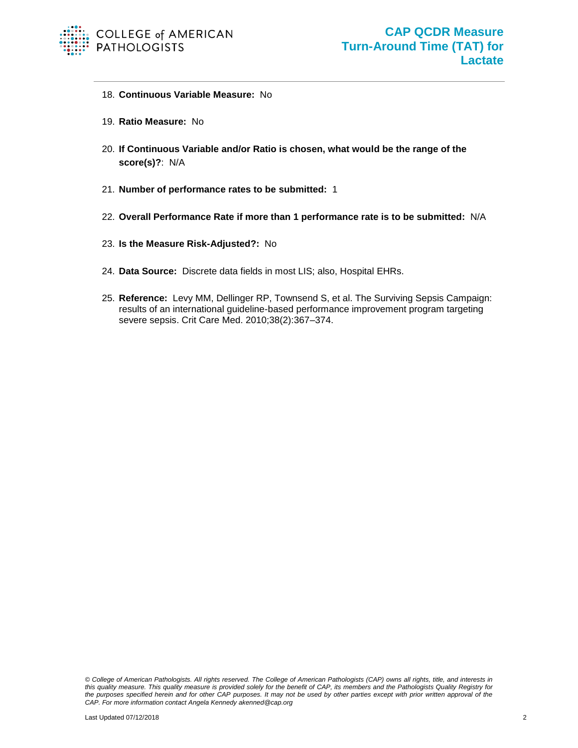18. **Continuous Variable Measure:** No

19. **Ratio Measure:** No

20. **If Continuous Variable and/or Ratio is chosen, what would be the range of the score(s)?**: N/A

21. **Number of performance rates to be submitted:** 1

22. **Overall Performance Rate if more than 1 performance rate is to be submitted:** N/A

23. **Is the Measure Risk-Adjusted?:** No

24. **Data Source:** Discrete data fields in most LIS; also, Hospital EHRs.

25. **Reference:** Levy MM, Dellinger RP, Townsend S, et al. The Surviving Sepsis Campaign: results of an international guideline-based performance improvement program targeting severe sepsis. Crit Care Med. 2010;38(2):367–374.

*© College of American Pathologists. All rights reserved. The College of American Pathologists (CAP) owns all rights, title, and interests in this quality measure. This quality measure is provided solely for the benefit of CAP, its members and the Pathologists Quality Registry for the purposes specified herein and for other CAP purposes. It may not be used by other parties except with prior written approval of the CAP. For more information contact Angela Kennedy akenned@cap.org*

Last Updated 07/12/2018